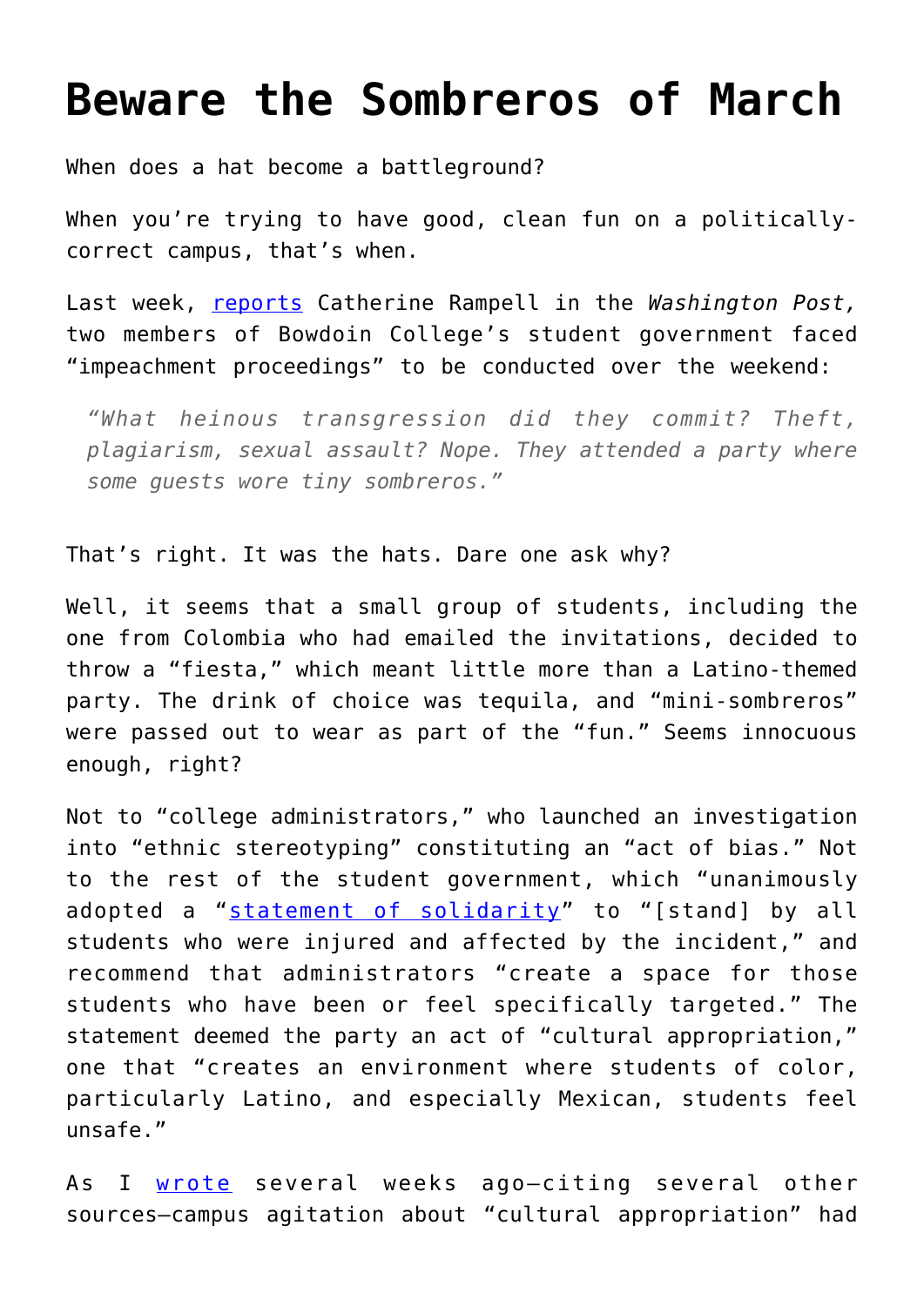# Beware the Sombreros of March

When does a hat become a battleground?

When you're trying to have good, clean fun on a politically-correct campus, that's when.

Last week, reports Catherine Rampell in the *Washington Post,* two members of Bowdoin College's student government faced "impeachment proceedings" to be conducted over the weekend:

> *"What heinous transgression did they commit? Theft, plagiarism, sexual assault? Nope. They attended a party where some guests wore tiny sombreros."*

That's right. It was the hats. Dare one ask why?

Well, it seems that a small group of students, including the one from Colombia who had emailed the invitations, decided to throw a "fiesta," which meant little more than a Latino-themed party. The drink of choice was tequila, and "mini-sombreros" were passed out to wear as part of the "fun." Seems innocuous enough, right?

Not to "college administrators," who launched an investigation into "ethnic stereotyping" constituting an "act of bias." Not to the rest of the student government, which "unanimously adopted a "statement of solidarity" to "[stand] by all students who were injured and affected by the incident," and recommend that administrators "create a space for those students who have been or feel specifically targeted." The statement deemed the party an act of "cultural appropriation," one that "creates an environment where students of color, particularly Latino, and especially Mexican, students feel unsafe."

As I wrote several weeks ago—citing several other sources—campus agitation about "cultural appropriation" had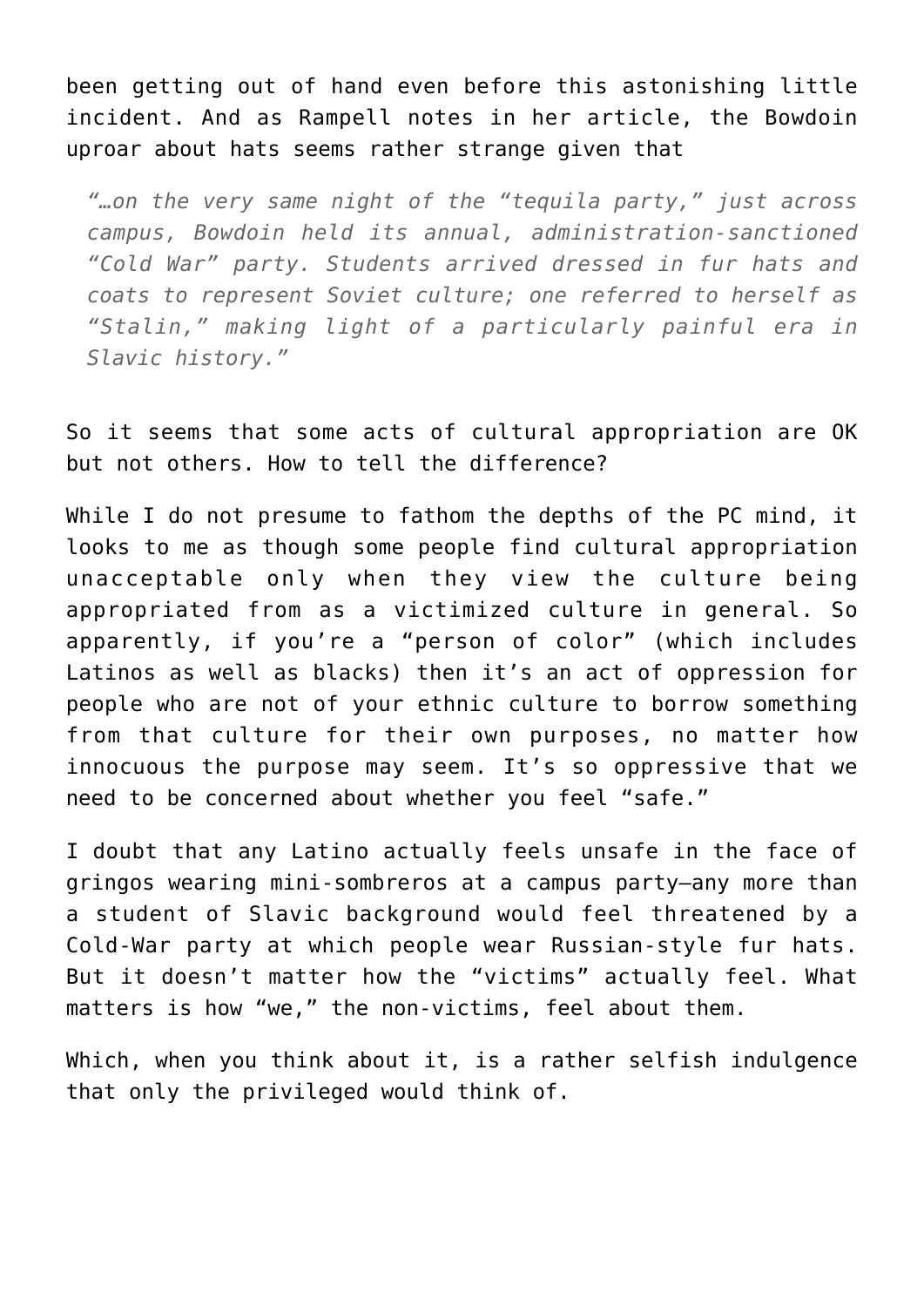been getting out of hand even before this astonishing little incident. And as Rampell notes in her article, the Bowdoin uproar about hats seems rather strange given that

> *"…on the very same night of the "tequila party," just across campus, Bowdoin held its annual, administration-sanctioned "Cold War" party. Students arrived dressed in fur hats and coats to represent Soviet culture; one referred to herself as "Stalin," making light of a particularly painful era in Slavic history."*

So it seems that some acts of cultural appropriation are OK but not others. How to tell the difference?

While I do not presume to fathom the depths of the PC mind, it looks to me as though some people find cultural appropriation unacceptable only when they view the culture being appropriated from as a victimized culture in general. So apparently, if you're a "person of color" (which includes Latinos as well as blacks) then it's an act of oppression for people who are not of your ethnic culture to borrow something from that culture for their own purposes, no matter how innocuous the purpose may seem. It's so oppressive that we need to be concerned about whether you feel "safe."

I doubt that any Latino actually feels unsafe in the face of gringos wearing mini-sombreros at a campus party—any more than a student of Slavic background would feel threatened by a Cold-War party at which people wear Russian-style fur hats. But it doesn't matter how the "victims" actually feel. What matters is how "we," the non-victims, feel about them.

Which, when you think about it, is a rather selfish indulgence that only the privileged would think of.